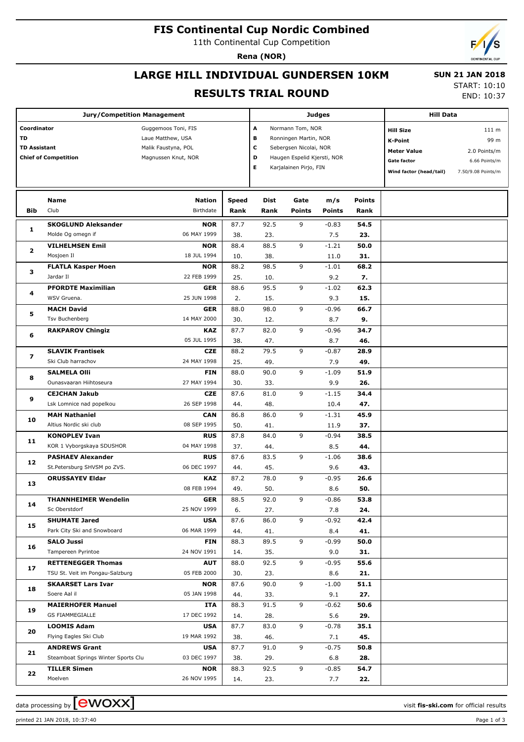# FIS Continental Cup Nordic Combined

11th Continental Cup Competition

**Rena (NOR)**

## LARGE HILL INDIVIDUAL GUNDERSEN 10KM

## RESULTS TRIAL ROUND

**SUN 21 JAN 2018**

START: 10:10

END: 10:37

| Jury/Competition Management | |
|---|---|
| Coordinator | Guggemoos Toni, FIS |
| TD | Laue Matthew, USA |
| TD Assistant | Malik Faustyna, POL |
| Chief of Competition | Magnussen Knut, NOR |

| Judges | |
|---|---|
| A | Normann Tom, NOR |
| B | Ronningen Martin, NOR |
| C | Sebergsen Nicolai, NOR |
| D | Haugen Espelid Kjersti, NOR |
| E | Karjalainen Pirjo, FIN |

| Hill Data | |
|---|---|
| Hill Size | 111 m |
| K-Point | 99 m |
| Meter Value | 2.0 Points/m |
| Gate factor | 6.66 Points/m |
| Wind factor (head/tail) | 7.50/9.08 Points/m |

| Bib | Name / Club | Nation / Birthdate | Speed / Rank | Dist / Rank | Gate / Points | m/s / Points | Points / Rank |
|---|---|---|---|---|---|---|---|
| 1 | **SKOGLUND Aleksander** | **NOR** | 87.7 | 92.5 | 9 | -0.83 | **54.5** |
| | Molde Og omegn if | 06 MAY 1999 | 38. | 23. | | 7.5 | **23.** |
| 2 | **VILHELMSEN Emil** | **NOR** | 88.4 | 88.5 | 9 | -1.21 | **50.0** |
| | Mosjoen Il | 18 JUL 1994 | 10. | 38. | | 11.0 | **31.** |
| 3 | **FLATLA Kasper Moen** | **NOR** | 88.2 | 98.5 | 9 | -1.01 | **68.2** |
| | Jardar Il | 22 FEB 1999 | 25. | 10. | | 9.2 | **7.** |
| 4 | **PFORDTE Maximilian** | **GER** | 88.6 | 95.5 | 9 | -1.02 | **62.3** |
| | WSV Gruena. | 25 JUN 1998 | 2. | 15. | | 9.3 | **15.** |
| 5 | **MACH David** | **GER** | 88.0 | 98.0 | 9 | -0.96 | **66.7** |
| | Tsv Buchenberg | 14 MAY 2000 | 30. | 12. | | 8.7 | **9.** |
| 6 | **RAKPAROV Chingiz** | **KAZ** | 87.7 | 82.0 | 9 | -0.96 | **34.7** |
| | | 05 JUL 1995 | 38. | 47. | | 8.7 | **46.** |
| 7 | **SLAVIK Frantisek** | **CZE** | 88.2 | 79.5 | 9 | -0.87 | **28.9** |
| | Ski Club harrachov | 24 MAY 1998 | 25. | 49. | | 7.9 | **49.** |
| 8 | **SALMELA Olli** | **FIN** | 88.0 | 90.0 | 9 | -1.09 | **51.9** |
| | Ounasvaaran Hiihtoseura | 27 MAY 1994 | 30. | 33. | | 9.9 | **26.** |
| 9 | **CEJCHAN Jakub** | **CZE** | 87.6 | 81.0 | 9 | -1.15 | **34.4** |
| | Lsk Lomnice nad popelkou | 26 SEP 1998 | 44. | 48. | | 10.4 | **47.** |
| 10 | **MAH Nathaniel** | **CAN** | 86.8 | 86.0 | 9 | -1.31 | **45.9** |
| | Altius Nordic ski club | 08 SEP 1995 | 50. | 41. | | 11.9 | **37.** |
| 11 | **KONOPLEV Ivan** | **RUS** | 87.8 | 84.0 | 9 | -0.94 | **38.5** |
| | KOR 1 Vyborgskaya SDUSHOR | 04 MAY 1998 | 37. | 44. | | 8.5 | **44.** |
| 12 | **PASHAEV Alexander** | **RUS** | 87.6 | 83.5 | 9 | -1.06 | **38.6** |
| | St.Petersburg SHVSM po ZVS. | 06 DEC 1997 | 44. | 45. | | 9.6 | **43.** |
| 13 | **ORUSSAYEV Eldar** | **KAZ** | 87.2 | 78.0 | 9 | -0.95 | **26.6** |
| | | 08 FEB 1994 | 49. | 50. | | 8.6 | **50.** |
| 14 | **THANNHEIMER Wendelin** | **GER** | 88.5 | 92.0 | 9 | -0.86 | **53.8** |
| | Sc Oberstdorf | 25 NOV 1999 | 6. | 27. | | 7.8 | **24.** |
| 15 | **SHUMATE Jared** | **USA** | 87.6 | 86.0 | 9 | -0.92 | **42.4** |
| | Park City Ski and Snowboard | 06 MAR 1999 | 44. | 41. | | 8.4 | **41.** |
| 16 | **SALO Jussi** | **FIN** | 88.3 | 89.5 | 9 | -0.99 | **50.0** |
| | Tampereen Pyrintoe | 24 NOV 1991 | 14. | 35. | | 9.0 | **31.** |
| 17 | **RETTENEGGER Thomas** | **AUT** | 88.0 | 92.5 | 9 | -0.95 | **55.6** |
| | TSU St. Veit im Pongau-Salzburg | 05 FEB 2000 | 30. | 23. | | 8.6 | **21.** |
| 18 | **SKAARSET Lars Ivar** | **NOR** | 87.6 | 90.0 | 9 | -1.00 | **51.1** |
| | Soere Aal il | 05 JAN 1998 | 44. | 33. | | 9.1 | **27.** |
| 19 | **MAIERHOFER Manuel** | **ITA** | 88.3 | 91.5 | 9 | -0.62 | **50.6** |
| | GS FIAMMEGIALLE | 17 DEC 1992 | 14. | 28. | | 5.6 | **29.** |
| 20 | **LOOMIS Adam** | **USA** | 87.7 | 83.0 | 9 | -0.78 | **35.1** |
| | Flying Eagles Ski Club | 19 MAR 1992 | 38. | 46. | | 7.1 | **45.** |
| 21 | **ANDREWS Grant** | **USA** | 87.7 | 91.0 | 9 | -0.75 | **50.8** |
| | Steamboat Springs Winter Sports Clu | 03 DEC 1997 | 38. | 29. | | 6.8 | **28.** |
| 22 | **TILLER Simen** | **NOR** | 88.3 | 92.5 | 9 | -0.85 | **54.7** |
| | Moelven | 26 NOV 1995 | 14. | 23. | | 7.7 | **22.** |

data processing by ewoxx — visit **fis-ski.com** for official results

printed 21 JAN 2018, 10:37:40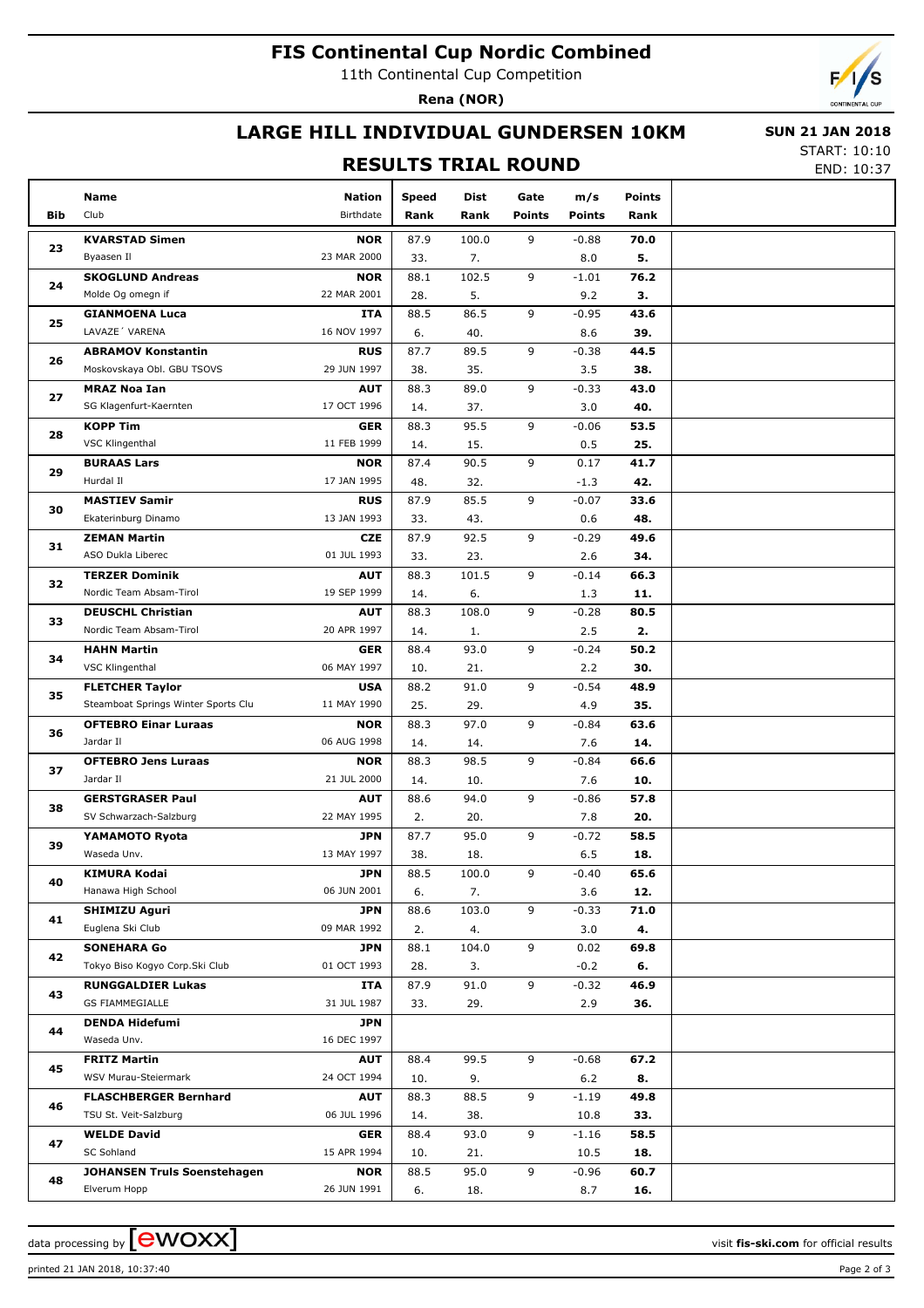# FIS Continental Cup Nordic Combined

11th Continental Cup Competition

**Rena (NOR)**

## LARGE HILL INDIVIDUAL GUNDERSEN 10KM

**SUN 21 JAN 2018**

START: 10:10

END: 10:37

## RESULTS TRIAL ROUND

| Bib | Name / Club | Nation / Birthdate | Speed / Rank | Dist / Rank | Gate / Points | m/s / Points | Points / Rank |
|---|---|---|---|---|---|---|---|
| 23 | **KVARSTAD Simen**<br>Byaasen Il | **NOR**<br>23 MAR 2000 | 87.9<br>33. | 100.0<br>7. | 9 | -0.88<br>8.0 | **70.0**<br>**5.** |
| 24 | **SKOGLUND Andreas**<br>Molde Og omegn if | **NOR**<br>22 MAR 2001 | 88.1<br>28. | 102.5<br>5. | 9 | -1.01<br>9.2 | **76.2**<br>**3.** |
| 25 | **GIANMOENA Luca**<br>LAVAZE´ VARENA | **ITA**<br>16 NOV 1997 | 88.5<br>6. | 86.5<br>40. | 9 | -0.95<br>8.6 | **43.6**<br>**39.** |
| 26 | **ABRAMOV Konstantin**<br>Moskovskaya Obl. GBU TSOVS | **RUS**<br>29 JUN 1997 | 87.7<br>38. | 89.5<br>35. | 9 | -0.38<br>3.5 | **44.5**<br>**38.** |
| 27 | **MRAZ Noa Ian**<br>SG Klagenfurt-Kaernten | **AUT**<br>17 OCT 1996 | 88.3<br>14. | 89.0<br>37. | 9 | -0.33<br>3.0 | **43.0**<br>**40.** |
| 28 | **KOPP Tim**<br>VSC Klingenthal | **GER**<br>11 FEB 1999 | 88.3<br>14. | 95.5<br>15. | 9 | -0.06<br>0.5 | **53.5**<br>**25.** |
| 29 | **BURAAS Lars**<br>Hurdal Il | **NOR**<br>17 JAN 1995 | 87.4<br>48. | 90.5<br>32. | 9 | 0.17<br>-1.3 | **41.7**<br>**42.** |
| 30 | **MASTIEV Samir**<br>Ekaterinburg Dinamo | **RUS**<br>13 JAN 1993 | 87.9<br>33. | 85.5<br>43. | 9 | -0.07<br>0.6 | **33.6**<br>**48.** |
| 31 | **ZEMAN Martin**<br>ASO Dukla Liberec | **CZE**<br>01 JUL 1993 | 87.9<br>33. | 92.5<br>23. | 9 | -0.29<br>2.6 | **49.6**<br>**34.** |
| 32 | **TERZER Dominik**<br>Nordic Team Absam-Tirol | **AUT**<br>19 SEP 1999 | 88.3<br>14. | 101.5<br>6. | 9 | -0.14<br>1.3 | **66.3**<br>**11.** |
| 33 | **DEUSCHL Christian**<br>Nordic Team Absam-Tirol | **AUT**<br>20 APR 1997 | 88.3<br>14. | 108.0<br>1. | 9 | -0.28<br>2.5 | **80.5**<br>**2.** |
| 34 | **HAHN Martin**<br>VSC Klingenthal | **GER**<br>06 MAY 1997 | 88.4<br>10. | 93.0<br>21. | 9 | -0.24<br>2.2 | **50.2**<br>**30.** |
| 35 | **FLETCHER Taylor**<br>Steamboat Springs Winter Sports Clu | **USA**<br>11 MAY 1990 | 88.2<br>25. | 91.0<br>29. | 9 | -0.54<br>4.9 | **48.9**<br>**35.** |
| 36 | **OFTEBRO Einar Luraas**<br>Jardar Il | **NOR**<br>06 AUG 1998 | 88.3<br>14. | 97.0<br>14. | 9 | -0.84<br>7.6 | **63.6**<br>**14.** |
| 37 | **OFTEBRO Jens Luraas**<br>Jardar Il | **NOR**<br>21 JUL 2000 | 88.3<br>14. | 98.5<br>10. | 9 | -0.84<br>7.6 | **66.6**<br>**10.** |
| 38 | **GERSTGRASER Paul**<br>SV Schwarzach-Salzburg | **AUT**<br>22 MAY 1995 | 88.6<br>2. | 94.0<br>20. | 9 | -0.86<br>7.8 | **57.8**<br>**20.** |
| 39 | **YAMAMOTO Ryota**<br>Waseda Unv. | **JPN**<br>13 MAY 1997 | 87.7<br>38. | 95.0<br>18. | 9 | -0.72<br>6.5 | **58.5**<br>**18.** |
| 40 | **KIMURA Kodai**<br>Hanawa High School | **JPN**<br>06 JUN 2001 | 88.5<br>6. | 100.0<br>7. | 9 | -0.40<br>3.6 | **65.6**<br>**12.** |
| 41 | **SHIMIZU Aguri**<br>Euglena Ski Club | **JPN**<br>09 MAR 1992 | 88.6<br>2. | 103.0<br>4. | 9 | -0.33<br>3.0 | **71.0**<br>**4.** |
| 42 | **SONEHARA Go**<br>Tokyo Biso Kogyo Corp.Ski Club | **JPN**<br>01 OCT 1993 | 88.1<br>28. | 104.0<br>3. | 9 | 0.02<br>-0.2 | **69.8**<br>**6.** |
| 43 | **RUNGGALDIER Lukas**<br>GS FIAMMEGIALLE | **ITA**<br>31 JUL 1987 | 87.9<br>33. | 91.0<br>29. | 9 | -0.32<br>2.9 | **46.9**<br>**36.** |
| 44 | **DENDA Hidefumi**<br>Waseda Unv. | **JPN**<br>16 DEC 1997 | | | | | |
| 45 | **FRITZ Martin**<br>WSV Murau-Steiermark | **AUT**<br>24 OCT 1994 | 88.4<br>10. | 99.5<br>9. | 9 | -0.68<br>6.2 | **67.2**<br>**8.** |
| 46 | **FLASCHBERGER Bernhard**<br>TSU St. Veit-Salzburg | **AUT**<br>06 JUL 1996 | 88.3<br>14. | 88.5<br>38. | 9 | -1.19<br>10.8 | **49.8**<br>**33.** |
| 47 | **WELDE David**<br>SC Sohland | **GER**<br>15 APR 1994 | 88.4<br>10. | 93.0<br>21. | 9 | -1.16<br>10.5 | **58.5**<br>**18.** |
| 48 | **JOHANSEN Truls Soenstehagen**<br>Elverum Hopp | **NOR**<br>26 JUN 1991 | 88.5<br>6. | 95.0<br>18. | 9 | -0.96<br>8.7 | **60.7**<br>**16.** |

data processing by ewoxx — visit **fis-ski.com** for official results

printed 21 JAN 2018, 10:37:40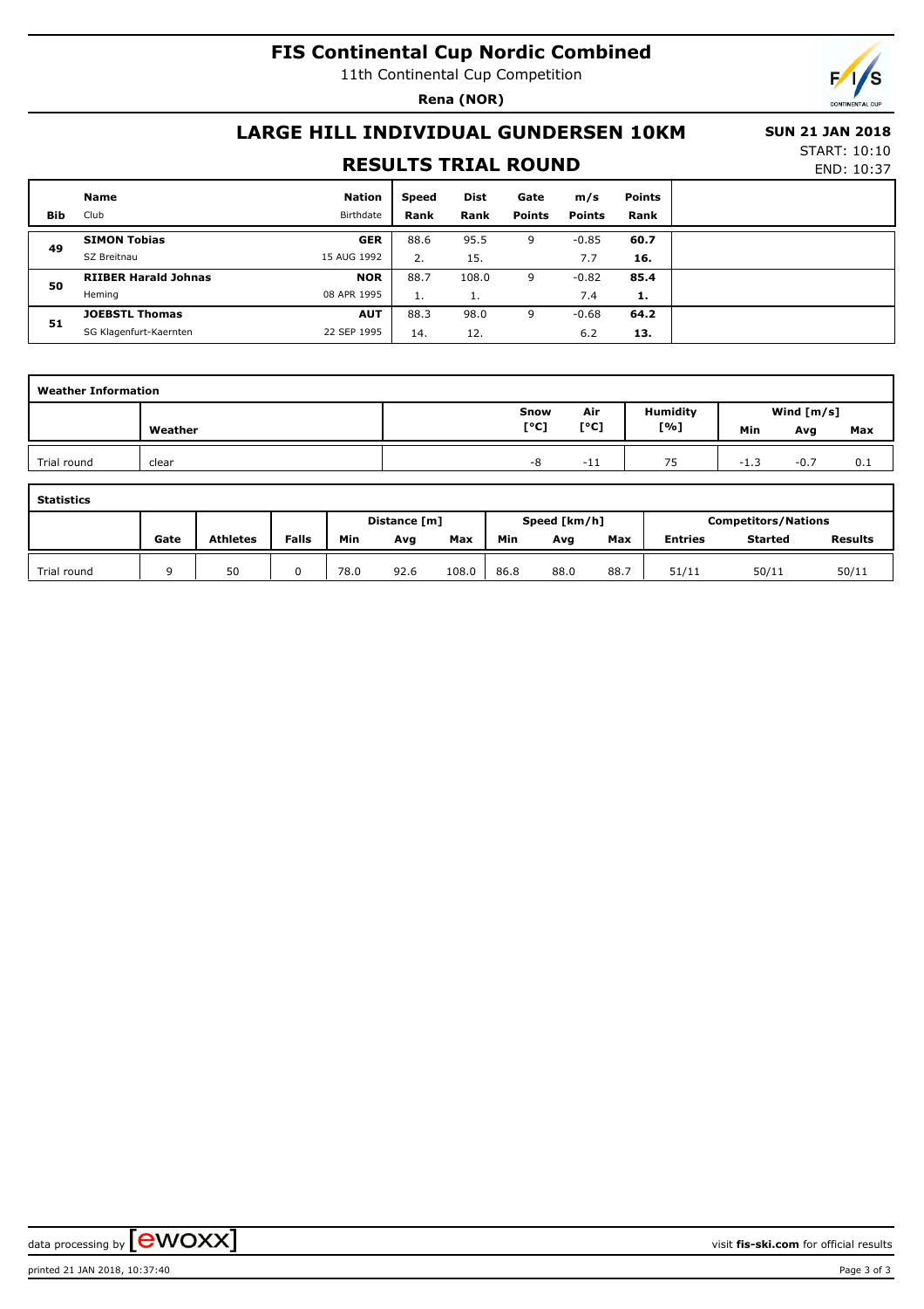# FIS Continental Cup Nordic Combined

11th Continental Cup Competition

**Rena (NOR)**

## LARGE HILL INDIVIDUAL GUNDERSEN 10KM

**SUN 21 JAN 2018**

START: 10:10

END: 10:37

## RESULTS TRIAL ROUND

| Bib | Name / Club | Nation / Birthdate | Speed / Rank | Dist / Rank | Gate / Points | m/s / Points | Points / Rank |
|---|---|---|---|---|---|---|---|
| 49 | **SIMON Tobias** | **GER** | 88.6 | 95.5 | 9 | -0.85 | **60.7** |
| | SZ Breitnau | 15 AUG 1992 | 2. | 15. | | 7.7 | **16.** |
| 50 | **RIIBER Harald Johnas** | **NOR** | 88.7 | 108.0 | 9 | -0.82 | **85.4** |
| | Heming | 08 APR 1995 | 1. | 1. | | 7.4 | **1.** |
| 51 | **JOEBSTL Thomas** | **AUT** | 88.3 | 98.0 | 9 | -0.68 | **64.2** |
| | SG Klagenfurt-Kaernten | 22 SEP 1995 | 14. | 12. | | 6.2 | **13.** |

**Weather Information**

| | Weather | Snow [°C] | Air [°C] | Humidity [%] | Wind [m/s] Min | Avg | Max |
|---|---|---|---|---|---|---|---|
| Trial round | clear | -8 | -11 | 75 | -1.3 | -0.7 | 0.1 |

**Statistics**

| | Gate | Athletes | Falls | Distance [m] Min | Avg | Max | Speed [km/h] Min | Avg | Max | Competitors/Nations Entries | Started | Results |
|---|---|---|---|---|---|---|---|---|---|---|---|---|
| Trial round | 9 | 50 | 0 | 78.0 | 92.6 | 108.0 | 86.8 | 88.0 | 88.7 | 51/11 | 50/11 | 50/11 |

data processing by [ewoxx] visit **fis-ski.com** for official results

printed 21 JAN 2018, 10:37:40